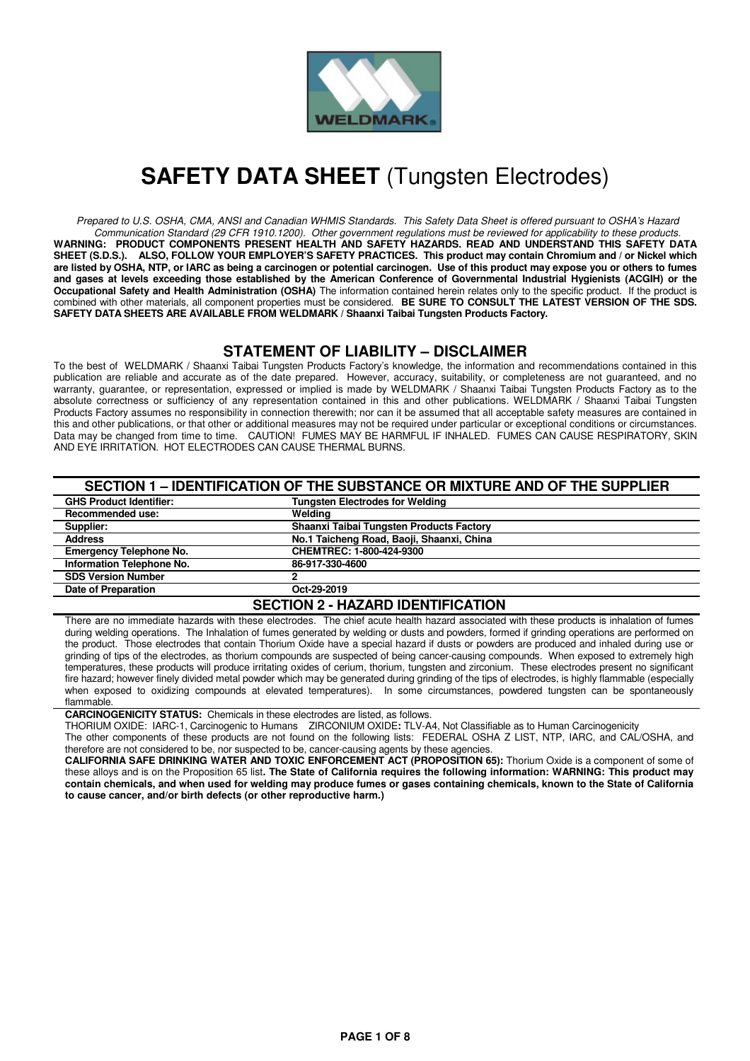# SAFETY DATA SHEET (Tungsten Electrodes)

*Prepared to U.S. OSHA, CMA, ANSI and Canadian WHMIS Standards. This Safety Data Sheet is offered pursuant to OSHA's Hazard Communication Standard (29 CFR 1910.1200). Other government regulations must be reviewed for applicability to these products.*

**WARNING: PRODUCT COMPONENTS PRESENT HEALTH AND SAFETY HAZARDS. READ AND UNDERSTAND THIS SAFETY DATA SHEET (S.D.S.). ALSO, FOLLOW YOUR EMPLOYER'S SAFETY PRACTICES. This product may contain Chromium and / or Nickel which are listed by OSHA, NTP, or IARC as being a carcinogen or potential carcinogen. Use of this product may expose you or others to fumes and gases at levels exceeding those established by the American Conference of Governmental Industrial Hygienists (ACGIH) or the Occupational Safety and Health Administration (OSHA)** The information contained herein relates only to the specific product. If the product is combined with other materials, all component properties must be considered. **BE SURE TO CONSULT THE LATEST VERSION OF THE SDS. SAFETY DATA SHEETS ARE AVAILABLE FROM WELDMARK / Shaanxi Taibai Tungsten Products Factory.**

## STATEMENT OF LIABILITY – DISCLAIMER

To the best of WELDMARK / Shaanxi Taibai Tungsten Products Factory's knowledge, the information and recommendations contained in this publication are reliable and accurate as of the date prepared. However, accuracy, suitability, or completeness are not guaranteed, and no warranty, guarantee, or representation, expressed or implied is made by WELDMARK / Shaanxi Taibai Tungsten Products Factory as to the absolute correctness or sufficiency of any representation contained in this and other publications. WELDMARK / Shaanxi Taibai Tungsten Products Factory assumes no responsibility in connection therewith; nor can it be assumed that all acceptable safety measures are contained in this and other publications, or that other or additional measures may not be required under particular or exceptional conditions or circumstances. Data may be changed from time to time. CAUTION! FUMES MAY BE HARMFUL IF INHALED. FUMES CAN CAUSE RESPIRATORY, SKIN AND EYE IRRITATION. HOT ELECTRODES CAN CAUSE THERMAL BURNS.

## SECTION 1 – IDENTIFICATION OF THE SUBSTANCE OR MIXTURE AND OF THE SUPPLIER

| | |
|---|---|
| **GHS Product Identifier:** | **Tungsten Electrodes for Welding** |
| **Recommended use:** | **Welding** |
| **Supplier:** | **Shanxi Taibai Tungsten Products Factory** |
| **Address** | **No.1 Taicheng Road, Baoji, Shaanxi, China** |
| **Emergency Telephone No.** | **CHEMTREC: 1-800-424-9300** |
| **Information Telephone No.** | **86-917-330-4600** |
| **SDS Version Number** | **2** |
| **Date of Preparation** | **Oct-29-2019** |

## SECTION 2 - HAZARD IDENTIFICATION

There are no immediate hazards with these electrodes. The chief acute health hazard associated with these products is inhalation of fumes during welding operations. The Inhalation of fumes generated by welding or dusts and powders, formed if grinding operations are performed on the product. Those electrodes that contain Thorium Oxide have a special hazard if dusts or powders are produced and inhaled during use or grinding of tips of the electrodes, as thorium compounds are suspected of being cancer-causing compounds. When exposed to extremely high temperatures, these products will produce irritating oxides of cerium, thorium, tungsten and zirconium. These electrodes present no significant fire hazard; however finely divided metal powder which may be generated during grinding of the tips of electrodes, is highly flammable (especially when exposed to oxidizing compounds at elevated temperatures). In some circumstances, powdered tungsten can be spontaneously flammable.

**CARCINOGENICITY STATUS:** Chemicals in these electrodes are listed, as follows.
THORIUM OXIDE: IARC-1, Carcinogenic to Humans ZIRCONIUM OXIDE**:** TLV-A4, Not Classifiable as to Human Carcinogenicity
The other components of these products are not found on the following lists: FEDERAL OSHA Z LIST, NTP, IARC, and CAL/OSHA, and therefore are not considered to be, nor suspected to be, cancer-causing agents by these agencies.

**CALIFORNIA SAFE DRINKING WATER AND TOXIC ENFORCEMENT ACT (PROPOSITION 65):** Thorium Oxide is a component of some of these alloys and is on the Proposition 65 list**. The State of California requires the following information: WARNING: This product may contain chemicals, and when used for welding may produce fumes or gases containing chemicals, known to the State of California to cause cancer, and/or birth defects (or other reproductive harm.)**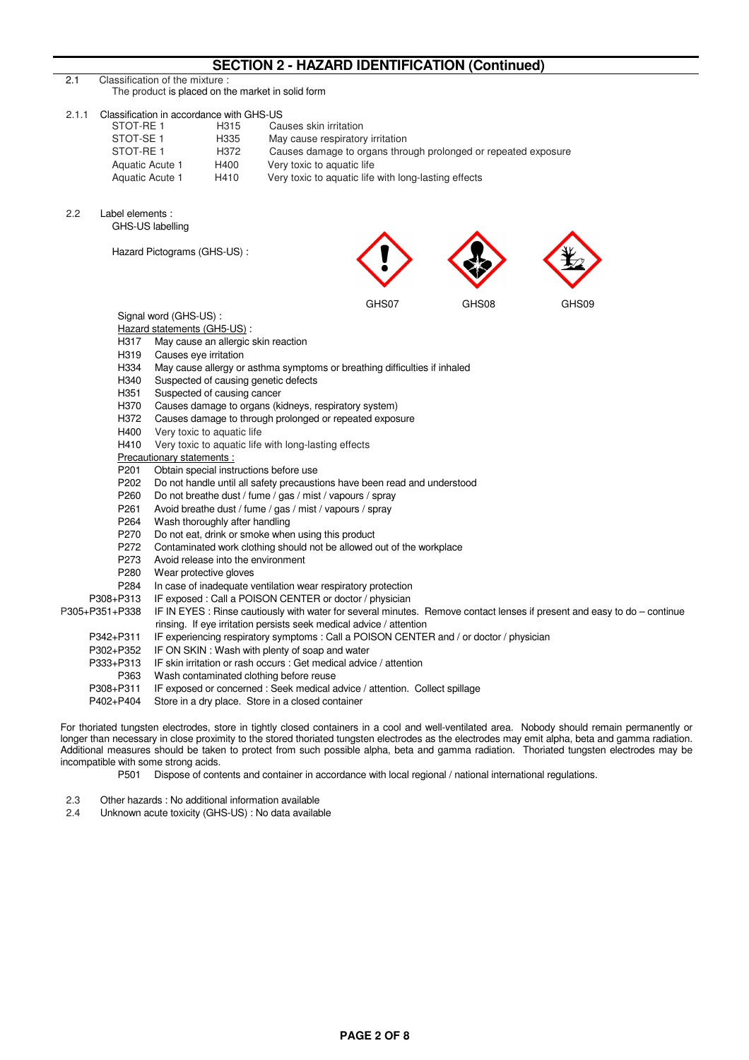## SECTION 2 - HAZARD IDENTIFICATION (Continued)

2.1 Classification of the mixture :

The product is placed on the market in solid form

2.1.1 Classification in accordance with GHS-US

| | | |
|---|---|---|
| STOT-RE 1 | H315 | Causes skin irritation |
| STOT-SE 1 | H335 | May cause respiratory irritation |
| STOT-RE 1 | H372 | Causes damage to organs through prolonged or repeated exposure |
| Aquatic Acute 1 | H400 | Very toxic to aquatic life |
| Aquatic Acute 1 | H410 | Very toxic to aquatic life with long-lasting effects |

2.2 Label elements :

GHS-US labelling

Hazard Pictograms (GHS-US) :

GHS07 GHS08 GHS09

Signal word (GHS-US) :

Hazard statements (GH5-US) :

- H317 May cause an allergic skin reaction
- H319 Causes eye irritation
- H334 May cause allergy or asthma symptoms or breathing difficulties if inhaled
- H340 Suspected of causing genetic defects
- H351 Suspected of causing cancer
- H370 Causes damage to organs (kidneys, respiratory system)
- H372 Causes damage to through prolonged or repeated exposure
- H400 Very toxic to aquatic life
- H410 Very toxic to aquatic life with long-lasting effects

Precautionary statements :

- P201 Obtain special instructions before use
- P202 Do not handle until all safety precautions have been read and understood
- P260 Do not breathe dust / fume / gas / mist / vapours / spray
- P261 Avoid breathe dust / fume / gas / mist / vapours / spray
- P264 Wash thoroughly after handling
- P270 Do not eat, drink or smoke when using this product
- P272 Contaminated work clothing should not be allowed out of the workplace
- P273 Avoid release into the environment
- P280 Wear protective gloves
- P284 In case of inadequate ventilation wear respiratory protection
- P308+P313 IF exposed : Call a POISON CENTER or doctor / physician
- P305+P351+P338 IF IN EYES : Rinse cautiously with water for several minutes. Remove contact lenses if present and easy to do – continue rinsing. If eye irritation persists seek medical advice / attention
- P342+P311 IF experiencing respiratory symptoms : Call a POISON CENTER and / or doctor / physician
- P302+P352 IF ON SKIN : Wash with plenty of soap and water
- P333+P313 IF skin irritation or rash occurs : Get medical advice / attention
- P363 Wash contaminated clothing before reuse
- P308+P311 IF exposed or concerned : Seek medical advice / attention. Collect spillage
- P402+P404 Store in a dry place. Store in a closed container

For thoriated tungsten electrodes, store in tightly closed containers in a cool and well-ventilated area. Nobody should remain permanently or longer than necessary in close proximity to the stored thoriated tungsten electrodes as the electrodes may emit alpha, beta and gamma radiation. Additional measures should be taken to protect from such possible alpha, beta and gamma radiation. Thoriated tungsten electrodes may be incompatible with some strong acids.

- P501 Dispose of contents and container in accordance with local regional / national international regulations.

2.3 Other hazards : No additional information available

2.4 Unknown acute toxicity (GHS-US) : No data available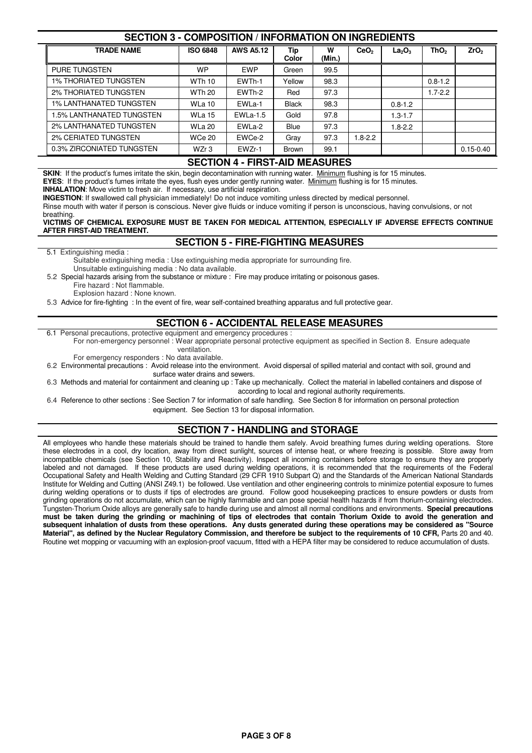## SECTION 3 - COMPOSITION / INFORMATION ON INGREDIENTS

| TRADE NAME | ISO 6848 | AWS A5.12 | Tip Color | W (Min.) | $CeO_2$ | $La_2O_3$ | $ThO_2$ | $ZrO_2$ |
|---|---|---|---|---|---|---|---|---|
| PURE TUNGSTEN | WP | EWP | Green | 99.5 | | | | |
| 1% THORIATED TUNGSTEN | WTh 10 | EWTh-1 | Yellow | 98.3 | | | 0.8-1.2 | |
| 2% THORIATED TUNGSTEN | WTh 20 | EWTh-2 | Red | 97.3 | | | 1.7-2.2 | |
| 1% LANTHANATED TUNGSTEN | WLa 10 | EWLa-1 | Black | 98.3 | | 0.8-1.2 | | |
| 1.5% LANTHANATED TUNGSTEN | WLa 15 | EWLa-1.5 | Gold | 97.8 | | 1.3-1.7 | | |
| 2% LANTHANATED TUNGSTEN | WLa 20 | EWLa-2 | Blue | 97.3 | | 1.8-2.2 | | |
| 2% CERIATED TUNGSTEN | WCe 20 | EWCe-2 | Gray | 97.3 | 1.8-2.2 | | | |
| 0.3% ZIRCONIATED TUNGSTEN | WZr 3 | EWZr-1 | Brown | 99.1 | | | | 0.15-0.40 |

## SECTION 4 - FIRST-AID MEASURES

**SKIN**: If the product's fumes irritate the skin, begin decontamination with running water. Minimum flushing is for 15 minutes.

**EYES**: If the product's fumes irritate the eyes, flush eyes under gently running water. Minimum flushing is for 15 minutes.

**INHALATION**: Move victim to fresh air. If necessary, use artificial respiration.

**INGESTION**: If swallowed call physician immediately! Do not induce vomiting unless directed by medical personnel.

Rinse mouth with water if person is conscious. Never give fluids or induce vomiting if person is unconscious, having convulsions, or not breathing.

**VICTIMS OF CHEMICAL EXPOSURE MUST BE TAKEN FOR MEDICAL ATTENTION, ESPECIALLY IF ADVERSE EFFECTS CONTINUE AFTER FIRST-AID TREATMENT.**

## SECTION 5 - FIRE-FIGHTING MEASURES

5.1 Extinguishing media :

Suitable extinguishing media : Use extinguishing media appropriate for surrounding fire.

Unsuitable extinguishing media : No data available.

5.2 Special hazards arising from the substance or mixture : Fire may produce irritating or poisonous gases.

Fire hazard : Not flammable.

Explosion hazard : None known.

5.3 Advice for fire-fighting : In the event of fire, wear self-contained breathing apparatus and full protective gear.

## SECTION 6 - ACCIDENTAL RELEASE MEASURES

6.1 Personal precautions, protective equipment and emergency procedures :

For non-emergency personnel : Wear appropriate personal protective equipment as specified in Section 8. Ensure adequate ventilation.

For emergency responders : No data available.

6.2 Environmental precautions : Avoid release into the environment. Avoid dispersal of spilled material and contact with soil, ground and surface water drains and sewers.

6.3 Methods and material for containment and cleaning up : Take up mechanically. Collect the material in labelled containers and dispose of according to local and regional authority requirements.

6.4 Reference to other sections : See Section 7 for information of safe handling. See Section 8 for information on personal protection equipment. See Section 13 for disposal information.

## SECTION 7 - HANDLING and STORAGE

All employees who handle these materials should be trained to handle them safely. Avoid breathing fumes during welding operations. Store these electrodes in a cool, dry location, away from direct sunlight, sources of intense heat, or where freezing is possible. Store away from incompatible chemicals (see Section 10, Stability and Reactivity). Inspect all incoming containers before storage to ensure they are properly labeled and not damaged. If these products are used during welding operations, it is recommended that the requirements of the Federal Occupational Safety and Health Welding and Cutting Standard (29 CFR 1910 Subpart Q) and the Standards of the American National Standards Institute for Welding and Cutting (ANSI Z49.1) be followed. Use ventilation and other engineering controls to minimize potential exposure to fumes during welding operations or to dusts if tips of electrodes are ground. Follow good housekeeping practices to ensure powders or dusts from grinding operations do not accumulate, which can be highly flammable and can pose special health hazards if from thorium-containing electrodes. Tungsten-Thorium Oxide alloys are generally safe to handle during use and almost all normal conditions and environments. **Special precautions must be taken during the grinding or machining of tips of electrodes that contain Thorium Oxide to avoid the generation and subsequent inhalation of dusts from these operations. Any dusts generated during these operations may be considered as "Source Material", as defined by the Nuclear Regulatory Commission, and therefore be subject to the requirements of 10 CFR,** Parts 20 and 40. Routine wet mopping or vacuuming with an explosion-proof vacuum, fitted with a HEPA filter may be considered to reduce accumulation of dusts.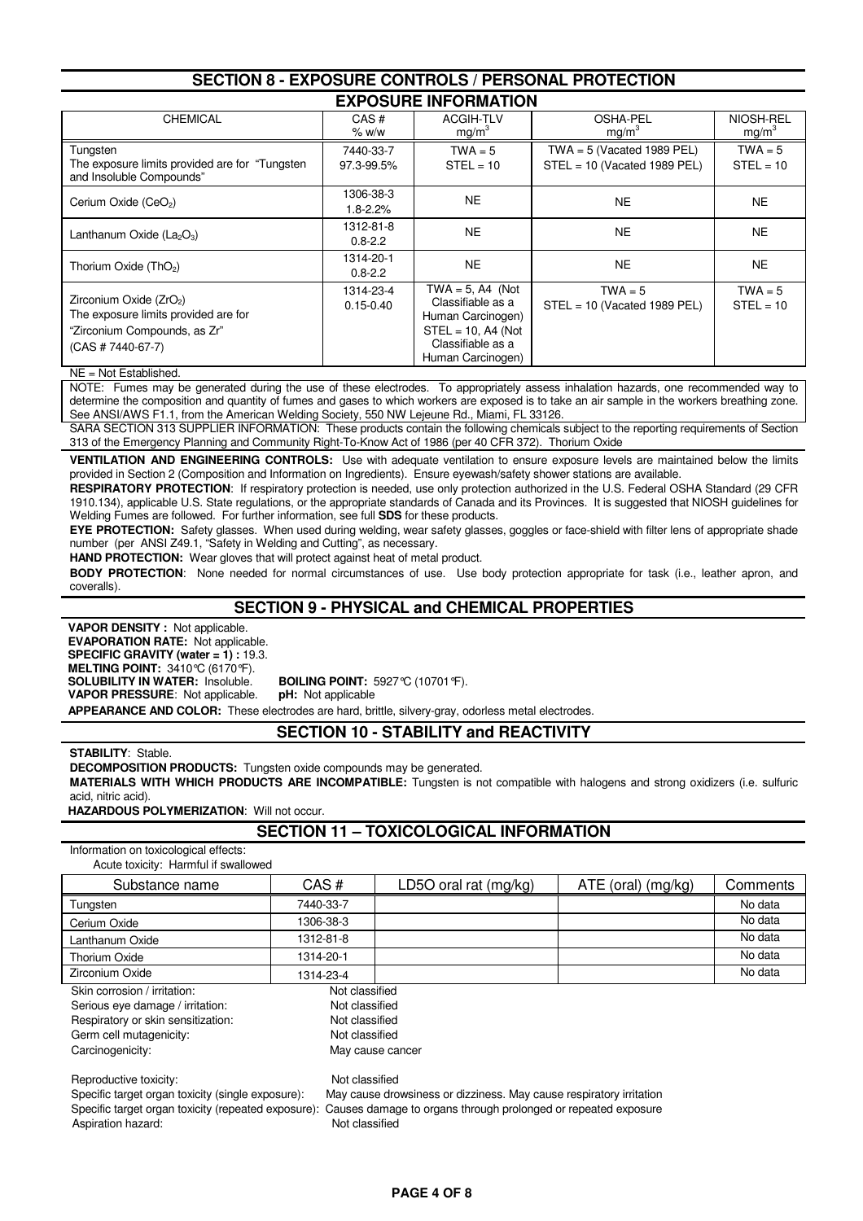## SECTION 8 - EXPOSURE CONTROLS / PERSONAL PROTECTION

### EXPOSURE INFORMATION

| CHEMICAL | CAS # % w/w | ACGIH-TLV $mg/m^3$ | OSHA-PEL $mg/m^3$ | NIOSH-REL $mg/m^3$ |
|---|---|---|---|---|
| Tungsten The exposure limits provided are for "Tungsten and Insoluble Compounds" | 7440-33-7 97.3-99.5% | TWA = 5 STEL = 10 | TWA = 5 (Vacated 1989 PEL) STEL = 10 (Vacated 1989 PEL) | TWA = 5 STEL = 10 |
| Cerium Oxide ($CeO_2$) | 1306-38-3 1.8-2.2% | NE | NE | NE |
| Lanthanum Oxide ($La_2O_3$) | 1312-81-8 0.8-2.2 | NE | NE | NE |
| Thorium Oxide ($ThO_2$) | 1314-20-1 0.8-2.2 | NE | NE | NE |
| Zirconium Oxide ($ZrO_2$) The exposure limits provided are for "Zirconium Compounds, as Zr" (CAS # 7440-67-7) | 1314-23-4 0.15-0.40 | TWA = 5, A4 (Not Classifiable as a Human Carcinogen) STEL = 10, A4 (Not Classifiable as a Human Carcinogen) | TWA = 5 STEL = 10 (Vacated 1989 PEL) | TWA = 5 STEL = 10 |

NE = Not Established.

NOTE: Fumes may be generated during the use of these electrodes. To appropriately assess inhalation hazards, one recommended way to determine the composition and quantity of fumes and gases to which workers are exposed is to take an air sample in the workers breathing zone. See ANSI/AWS F1.1, from the American Welding Society, 550 NW Lejeune Rd., Miami, FL 33126.

SARA SECTION 313 SUPPLIER INFORMATION: These products contain the following chemicals subject to the reporting requirements of Section 313 of the Emergency Planning and Community Right-To-Know Act of 1986 (per 40 CFR 372). Thorium Oxide

**VENTILATION AND ENGINEERING CONTROLS:** Use with adequate ventilation to ensure exposure levels are maintained below the limits provided in Section 2 (Composition and Information on Ingredients). Ensure eyewash/safety shower stations are available.

**RESPIRATORY PROTECTION**: If respiratory protection is needed, use only protection authorized in the U.S. Federal OSHA Standard (29 CFR 1910.134), applicable U.S. State regulations, or the appropriate standards of Canada and its Provinces. It is suggested that NIOSH guidelines for Welding Fumes are followed. For further information, see full **SDS** for these products.

**EYE PROTECTION:** Safety glasses. When used during welding, wear safety glasses, goggles or face-shield with filter lens of appropriate shade number (per ANSI Z49.1, "Safety in Welding and Cutting", as necessary.

**HAND PROTECTION:** Wear gloves that will protect against heat of metal product.

**BODY PROTECTION**: None needed for normal circumstances of use. Use body protection appropriate for task (i.e., leather apron, and coveralls).

## SECTION 9 - PHYSICAL and CHEMICAL PROPERTIES

**VAPOR DENSITY :** Not applicable.
**EVAPORATION RATE:** Not applicable.
**SPECIFIC GRAVITY (water = 1) :** 19.3.
**MELTING POINT:** 3410°C (6170°F).
**SOLUBILITY IN WATER:** Insoluble.
**BOILING POINT:** 5927°C (10701°F).
**VAPOR PRESSURE**: Not applicable.
**pH:** Not applicable
**APPEARANCE AND COLOR:** These electrodes are hard, brittle, silvery-gray, odorless metal electrodes.

## SECTION 10 - STABILITY and REACTIVITY

**STABILITY**: Stable.
**DECOMPOSITION PRODUCTS:** Tungsten oxide compounds may be generated.
**MATERIALS WITH WHICH PRODUCTS ARE INCOMPATIBLE:** Tungsten is not compatible with halogens and strong oxidizers (i.e. sulfuric acid, nitric acid).
**HAZARDOUS POLYMERIZATION**: Will not occur.

## SECTION 11 – TOXICOLOGICAL INFORMATION

Information on toxicological effects:
Acute toxicity: Harmful if swallowed

| Substance name | CAS # | LD5O oral rat (mg/kg) | ATE (oral) (mg/kg) | Comments |
|---|---|---|---|---|
| Tungsten | 7440-33-7 | | | No data |
| Cerium Oxide | 1306-38-3 | | | No data |
| Lanthanum Oxide | 1312-81-8 | | | No data |
| Thorium Oxide | 1314-20-1 | | | No data |
| Zirconium Oxide | 1314-23-4 | | | No data |

Skin corrosion / irritation: Not classified
Serious eye damage / irritation: Not classified
Respiratory or skin sensitization: Not classified
Germ cell mutagenicity: Not classified
Carcinogenicity: May cause cancer

Reproductive toxicity: Not classified
Specific target organ toxicity (single exposure): May cause drowsiness or dizziness. May cause respiratory irritation
Specific target organ toxicity (repeated exposure): Causes damage to organs through prolonged or repeated exposure
Aspiration hazard: Not classified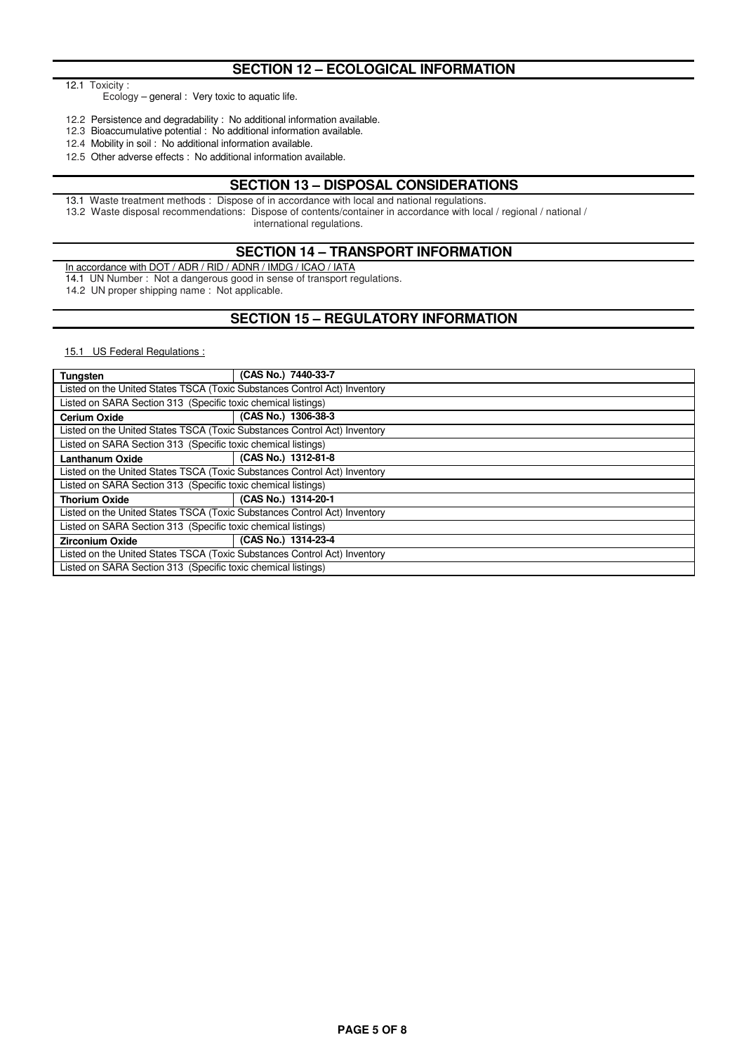## SECTION 12 – ECOLOGICAL INFORMATION

12.1 Toxicity :
Ecology – general : Very toxic to aquatic life.

12.2 Persistence and degradability : No additional information available.
12.3 Bioaccumulative potential : No additional information available.
12.4 Mobility in soil : No additional information available.
12.5 Other adverse effects : No additional information available.

## SECTION 13 – DISPOSAL CONSIDERATIONS

13.1 Waste treatment methods : Dispose of in accordance with local and national regulations.
13.2 Waste disposal recommendations: Dispose of contents/container in accordance with local / regional / national / international regulations.

## SECTION 14 – TRANSPORT INFORMATION

In accordance with DOT / ADR / RID / ADNR / IMDG / ICAO / IATA

14.1 UN Number : Not a dangerous good in sense of transport regulations.
14.2 UN proper shipping name : Not applicable.

## SECTION 15 – REGULATORY INFORMATION

15.1 US Federal Regulations :

| **Tungsten** | **(CAS No.) 7440-33-7** |
|---|---|
| Listed on the United States TSCA (Toxic Substances Control Act) Inventory | |
| Listed on SARA Section 313 (Specific toxic chemical listings) | |
| **Cerium Oxide** | **(CAS No.) 1306-38-3** |
| Listed on the United States TSCA (Toxic Substances Control Act) Inventory | |
| Listed on SARA Section 313 (Specific toxic chemical listings) | |
| **Lanthanum Oxide** | **(CAS No.) 1312-81-8** |
| Listed on the United States TSCA (Toxic Substances Control Act) Inventory | |
| Listed on SARA Section 313 (Specific toxic chemical listings) | |
| **Thorium Oxide** | **(CAS No.) 1314-20-1** |
| Listed on the United States TSCA (Toxic Substances Control Act) Inventory | |
| Listed on SARA Section 313 (Specific toxic chemical listings) | |
| **Zirconium Oxide** | **(CAS No.) 1314-23-4** |
| Listed on the United States TSCA (Toxic Substances Control Act) Inventory | |
| Listed on SARA Section 313 (Specific toxic chemical listings) | |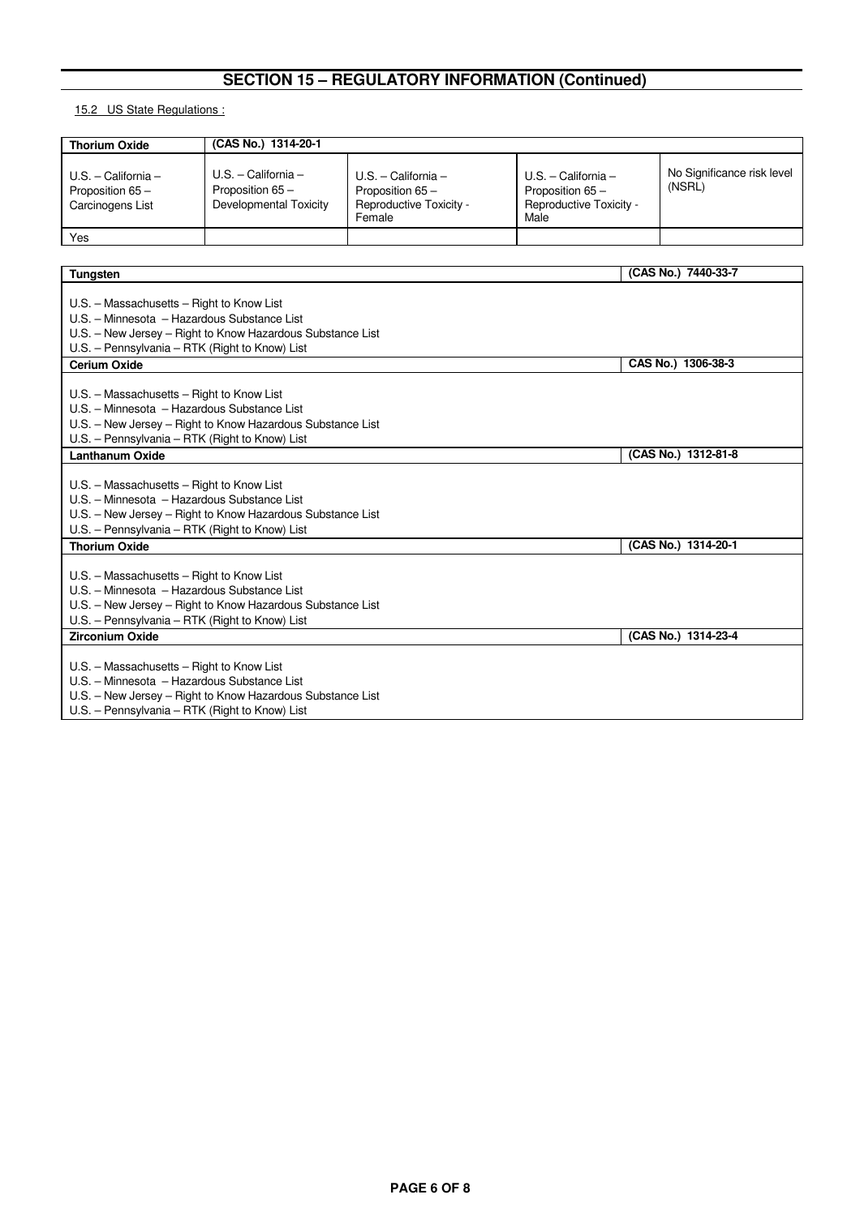## SECTION 15 – REGULATORY INFORMATION (Continued)

15.2 US State Regulations :

| Thorium Oxide | (CAS No.) 1314-20-1 | | | |
|---|---|---|---|---|
| U.S. – California – Proposition 65 – Carcinogens List | U.S. – California – Proposition 65 – Developmental Toxicity | U.S. – California – Proposition 65 – Reproductive Toxicity - Female | U.S. – California – Proposition 65 – Reproductive Toxicity - Male | No Significance risk level (NSRL) |
| Yes | | | | |

| Tungsten | (CAS No.) 7440-33-7 |
|---|---|
| U.S. – Massachusetts – Right to Know List<br>U.S. – Minnesota – Hazardous Substance List<br>U.S. – New Jersey – Right to Know Hazardous Substance List<br>U.S. – Pennsylvania – RTK (Right to Know) List | |
| **Cerium Oxide** | CAS No.) 1306-38-3 |
| U.S. – Massachusetts – Right to Know List<br>U.S. – Minnesota – Hazardous Substance List<br>U.S. – New Jersey – Right to Know Hazardous Substance List<br>U.S. – Pennsylvania – RTK (Right to Know) List | |
| **Lanthanum Oxide** | (CAS No.) 1312-81-8 |
| U.S. – Massachusetts – Right to Know List<br>U.S. – Minnesota – Hazardous Substance List<br>U.S. – New Jersey – Right to Know Hazardous Substance List<br>U.S. – Pennsylvania – RTK (Right to Know) List | |
| **Thorium Oxide** | (CAS No.) 1314-20-1 |
| U.S. – Massachusetts – Right to Know List<br>U.S. – Minnesota – Hazardous Substance List<br>U.S. – New Jersey – Right to Know Hazardous Substance List<br>U.S. – Pennsylvania – RTK (Right to Know) List | |
| **Zirconium Oxide** | (CAS No.) 1314-23-4 |
| U.S. – Massachusetts – Right to Know List<br>U.S. – Minnesota – Hazardous Substance List<br>U.S. – New Jersey – Right to Know Hazardous Substance List<br>U.S. – Pennsylvania – RTK (Right to Know) List | |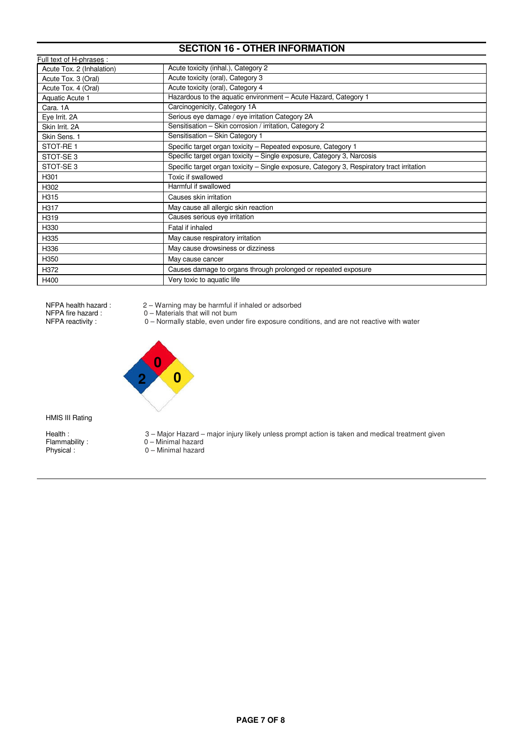## SECTION 16 - OTHER INFORMATION

Full text of H-phrases :

| | |
|---|---|
| Acute Tox. 2 (Inhalation) | Acute toxicity (inhal.), Category 2 |
| Acute Tox. 3 (Oral) | Acute toxicity (oral), Category 3 |
| Acute Tox. 4 (Oral) | Acute toxicity (oral), Category 4 |
| Aquatic Acute 1 | Hazardous to the aquatic environment – Acute Hazard, Category 1 |
| Cara. 1A | Carcinogenicity, Category 1A |
| Eye Irrit. 2A | Serious eye damage / eye irritation Category 2A |
| Skin Irrit. 2A | Sensitisation – Skin corrosion / irritation, Category 2 |
| Skin Sens. 1 | Sensitisation – Skin Category 1 |
| STOT-RE 1 | Specific target organ toxicity – Repeated exposure, Category 1 |
| STOT-SE 3 | Specific target organ toxicity – Single exposure, Category 3, Narcosis |
| STOT-SE 3 | Specific target organ toxicity – Single exposure, Category 3, Respiratory tract irritation |
| H301 | Toxic if swallowed |
| H302 | Harmful if swallowed |
| H315 | Causes skin irritation |
| H317 | May cause all allergic skin reaction |
| H319 | Causes serious eye irritation |
| H330 | Fatal if inhaled |
| H335 | May cause respiratory irritation |
| H336 | May cause drowsiness or dizziness |
| H350 | May cause cancer |
| H372 | Causes damage to organs through prolonged or repeated exposure |
| H400 | Very toxic to aquatic life |

NFPA health hazard : 2 – Warning may be harmful if inhaled or adsorbed
NFPA fire hazard : 0 – Materials that will not bum
NFPA reactivity : 0 – Normally stable, even under fire exposure conditions, and are not reactive with water

HMIS III Rating

Health : 3 – Major Hazard – major injury likely unless prompt action is taken and medical treatment given
Flammability : 0 – Minimal hazard
Physical : 0 – Minimal hazard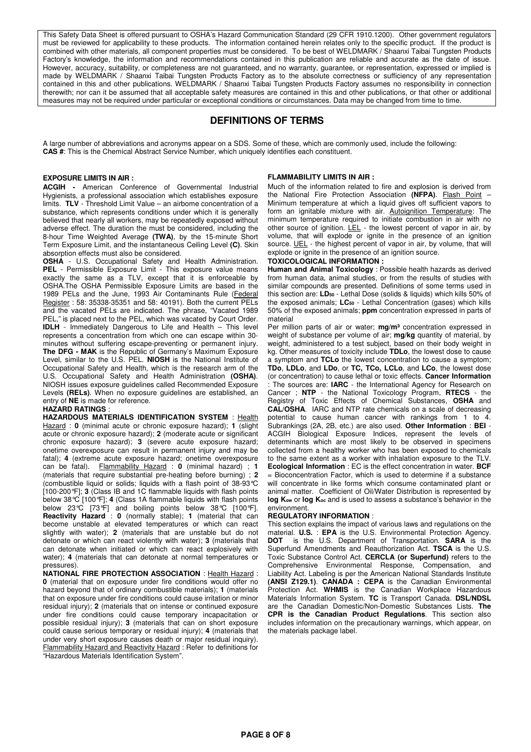This Safety Data Sheet is offered pursuant to OSHA's Hazard Communication Standard (29 CFR 1910.1200). Other government regulators must be reviewed for applicability to these products. The information contained herein relates only to the specific product. If the product is combined with other materials, all component properties must be considered. To be best of WELDMARK / Shaanxi Taibai Tungsten Products Factory's knowledge, the information and recommendations contained in this publication are reliable and accurate as the date of issue. However, accuracy, suitability, or completeness are not guaranteed, and no warranty, guarantee, or representation, expressed or implied is made by WELDMARK / Shaanxi Taibai Tungsten Products Factory as to the absolute correctness or sufficiency of any representation contained in this and other publications. WELDMARK / Shaanxi Taibai Tungsten Products Factory assumes no responsibility in connection therewith; nor can it be assumed that all acceptable safety measures are contained in this and other publications, or that other or additional measures may not be required under particular or exceptional conditions or circumstances. Data may be changed from time to time.

## DEFINITIONS OF TERMS

A large number of abbreviations and acronyms appear on a SDS. Some of these, which are commonly used, include the following:
**CAS #**: This is the Chemical Abstract Service Number, which uniquely identifies each constituent.

**EXPOSURE LIMITS IN AIR :**

**ACGIH -** American Conference of Governmental Industrial Hygienists, a professional association which establishes exposure limits. **TLV** - Threshold Limit Value – an airbome concentration of a substance, which represents conditions under which it is generally believed that nearly all workers, may be repeatedly exposed without adverse effect. The duration the must be considered, including the 8-hour Time Weighted Average **(TWA)**, by the 15-minute Short Term Exposure Limit, and the instantaneous Ceiling Level **(C)**. Skin absorption effects must also be considered.

**OSHA** - U.S. Occupational Safety and Health Administration. **PEL** - Permissible Exposure Limit - This exposure value means exactly the same as a TLV, except that it is enforceable by OSHA.The OSHA Permissible Exposure Limits are based in the 1989 PELs and the June, 1993 Air Contaminants Rule (Federal Register : 58: 35338-35351 and 58: 40191). Both the current PELs and the vacated PELs are indicated. The phrase, "Vacated 1989 PEL," is placed next to the PEL, which was vacated by Court Order.

**IDLH** - Immediately Dangerous to Life and Health – This level represents a concentration from which one can escape within 30-minutes without suffering escape-preventing or permanent injury. **The DFG - MAK** is the Republic of Germany's Maximum Exposure Level, similar to the U.S. PEL. **NIOSH** is the National Institute of Occupational Safety and Health, which is the research arm of the U.S. Occupational Safety and Health Administration **(OSHA)**. NIOSH issues exposure guidelines called Recommended Exposure Levels **(RELs)**. When no exposure guidelines are established, an entry of **NE** is made for reference.

**HAZARD RATINGS** :

**HAZARDOUS MATERIALS IDENTIFICATION SYSTEM** : Health Hazard : **0** (minimal acute or chronic exposure hazard); **1** (slight acute or chronic exposure hazard); **2** (moderate acute or significant chronic exposure hazard); **3** (severe acute exposure hazard; onetime overexposure can result in permanent injury and may be fatal); **4** (extreme acute exposure hazard; onetime overexposure can be fatal). Flammability Hazard : **0** (minimal hazard) ; **1** (materials that require substantial pre-heating before burning) ; **2** (combustible liquid or solids; liquids with a flash point of 38-93°C [100-200°F]; **3** (Class IB and 1C flammable liquids with flash points below 38°C [100°F]; **4** (Class 1A flammable liquids with flash points below 23°C [73°F] and boiling points below 38°C [100°F]. **Reactivity Hazard** : **0** (normally stable); **1** (material that can become unstable at elevated temperatures or which can react slightly with water); **2** (materials that are unstable but do not detonate or which can react violently with water); **3** (materials that can detonate when initiated or which can react explosively with water); **4** (materials that can detonate at normal temperatures or pressures).

**NATIONAL FIRE PROTECTION ASSOCIATION** : Health Hazard : **0** (material that on exposure under fire conditions would offer no hazard beyond that of ordinary combustible materials); **1** (materials that on exposure under fire conditions could cause irritation or minor residual injury); **2** (materials that on intense or continued exposure under fire conditions could cause temporary incapacitation or possible residual injury); **3** (materials that can on short exposure could cause serious temporary or residual injury); **4** (materials that under very short exposure causes death or major residual inquiry). Flammability Hazard and Reactivity Hazard : Refer to definitions for "Hazardous Materials Identification System".

**FLAMMABILITY LIMITS IN AIR :**

Much of the information related to fire and explosion is derived from the National Fire Protection Association **(NFPA)**. Flash Point – Minimum temperature at which a liquid gives off sufficient vapors to form an ignitable mixture with air. Autoignition Temperature: The minimum temperature required to initiate combustion in air with no other source of ignition. LEL - the lowest percent of vapor in air, by volume, that will explode or ignite in the presence of an ignition source. UEL - the highest percent of vapor in air, by volume, that will explode or ignite in the presence of an ignition source.

**TOXICOLOGICAL INFORMATION :**

**Human and Animal Toxicology** : Possible health hazards as derived from human data, animal studies, or from the results of studies with similar compounds are presented. Definitions of some terms used in this section are: **$LD_{50}$** - Lethal Dose (solids & liquids) which kills 50% of the exposed animals; **$LC_{50}$** - Lethal Concentration (gases) which kills 50% of the exposed animals; **ppm** concentration expressed in parts of material

Per million parts of air or water; **mg/m³** concentration expressed in weight of substance per volume of air; **mg/kg** quantity of material, by weight, administered to a test subject, based on their body weight in kg. Other measures of toxicity include **TDLo**, the lowest dose to cause a symptom and **TCLo** the lowest concentration to cause a symptom; **TDo**, **LDLo**, and **LDo**, or **TC, TCo, LCLo**, and **LCo**, the lowest dose (or concentration) to cause lethal or toxic effects. **Cancer Information** : The sources are: **IARC** - the International Agency for Research on Cancer ; **NTP** - the National Toxicology Program, **RTECS** - the Registry of Toxic Effects of Chemical Substances, **OSHA** and **CAL/OSHA**. IARC and NTP rate chemicals on a scale of decreasing potential to cause human cancer with rankings from 1 to 4. Subrankings (2A, 2B, etc.) are also used. **Other Information** : **BEI** - ACGIH Biological Exposure Indices, represent the levels of determinants which are most likely to be observed in specimens collected from a healthy worker who has been exposed to chemicals to the same extent as a worker with inhalation exposure to the TLV. **Ecological Information** : EC is the effect concentration in water. **BCF** = Bioconcentration Factor, which is used to determine if a substance will concentrate in like forms which consume contaminated plant or animal matter. Coefficient of Oil/Water Distribution is represented by **log $K_{ow}$** or **log $K_{oc}$** and is used to assess a substance's behavior in the environment.

**REGULATORY INFORMATION** :

This section explains the impact of various laws and regulations on the material. **U.S.** : **EPA** is the U.S. Environmental Protection Agency. **DOT** is the U.S. Department of Transportation. **SARA** is the Superfund Amendments and Reauthorization Act. **TSCA** is the U.S. Toxic Substance Control Act. **CERCLA (or Superfund)** refers to the Comprehensive Environmental Response, Compensation, and Liability Act. Labeling is per the American National Standards Institute **(ANSI Z129.1)**. **CANADA : CEPA** is the Canadian Environmental Protection Act. **WHMIS** is the Canadian Workplace Hazardous Materials Information System. **TC** is Transport Canada. **DSL/NDSL** are the Canadian Domestic/Non-Domestic Substances Lists. **The CPR is the Canadian Product Regulations**. This section also includes information on the precautionary warnings, which appear, on the materials package label.